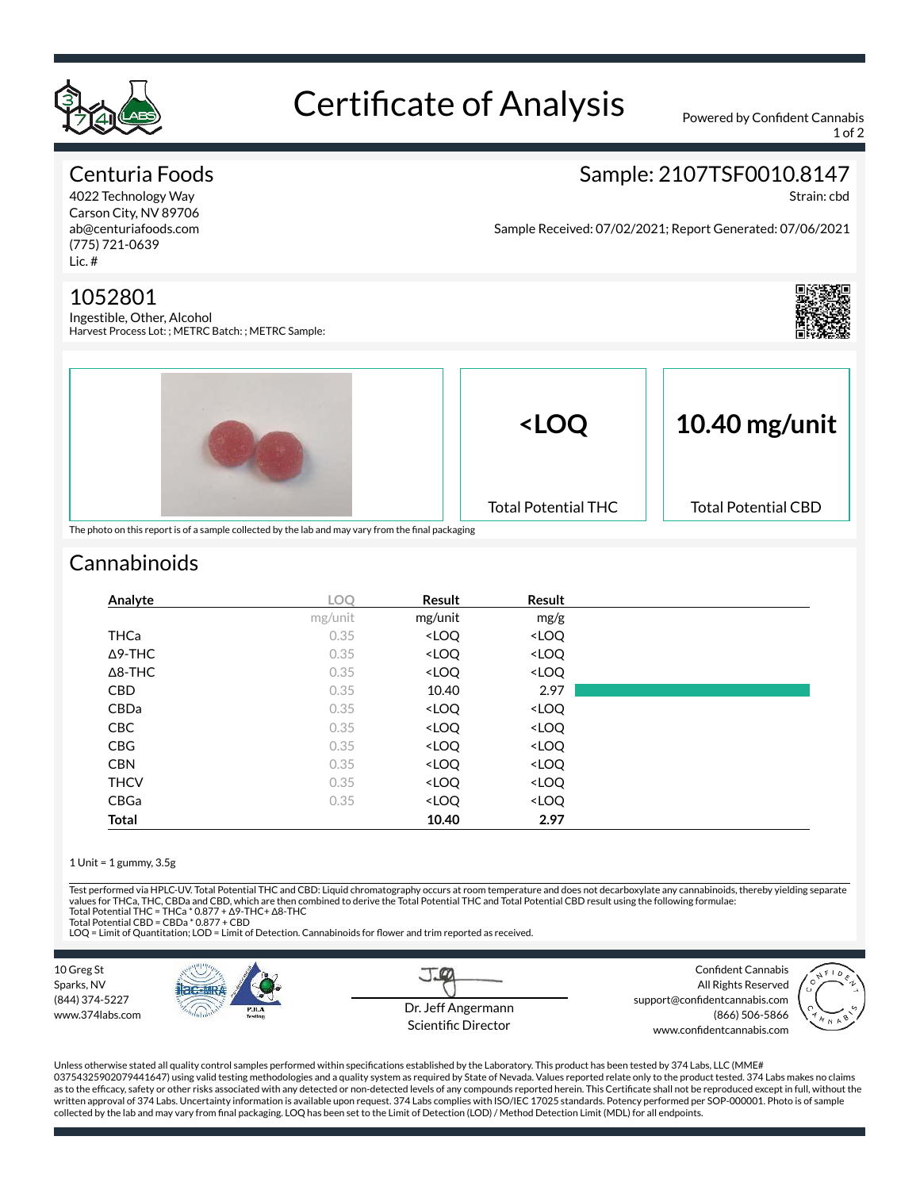# Certificate of Analysis

Powered by Confident Cannabis

## Centuria Foods

4022 Technology Way
Carson City, NV 89706
ab@centuriafoods.com
(775) 721-0639
Lic. #

## Sample: 2107TSF0010.8147

Strain: cbd

Sample Received: 07/02/2021; Report Generated: 07/06/2021

## 1052801

Ingestible, Other, Alcohol
Harvest Process Lot: ; METRC Batch: ; METRC Sample:

**<LOQ**
Total Potential THC

**10.40 mg/unit**
Total Potential CBD

The photo on this report is of a sample collected by the lab and may vary from the final packaging

## Cannabinoids

| Analyte | LOQ | Result | Result |
|---|---|---|---|
| | mg/unit | mg/unit | mg/g |
| THCa | 0.35 | <LOQ | <LOQ |
| Δ9-THC | 0.35 | <LOQ | <LOQ |
| Δ8-THC | 0.35 | <LOQ | <LOQ |
| CBD | 0.35 | 10.40 | 2.97 |
| CBDa | 0.35 | <LOQ | <LOQ |
| CBC | 0.35 | <LOQ | <LOQ |
| CBG | 0.35 | <LOQ | <LOQ |
| CBN | 0.35 | <LOQ | <LOQ |
| THCV | 0.35 | <LOQ | <LOQ |
| CBGa | 0.35 | <LOQ | <LOQ |
| **Total** | | **10.40** | **2.97** |

1 Unit = 1 gummy, 3.5g

Test performed via HPLC-UV. Total Potential THC and CBD: Liquid chromatography occurs at room temperature and does not decarboxylate any cannabinoids, thereby yielding separate values for THCa, THC, CBDa and CBD, which are then combined to derive the Total Potential THC and Total Potential CBD result using the following formulae:
Total Potential THC = THCa * 0.877 + Δ9-THC+ Δ8-THC
Total Potential CBD = CBDa * 0.877 + CBD
LOQ = Limit of Quantitation; LOD = Limit of Detection. Cannabinoids for flower and trim reported as received.

10 Greg St
Sparks, NV
(844) 374-5227
www.374labs.com

Dr. Jeff Angermann
Scientific Director

Confident Cannabis
All Rights Reserved
support@confidentcannabis.com
(866) 506-5866
www.confidentcannabis.com

Unless otherwise stated all quality control samples performed within specifications established by the Laboratory. This product has been tested by 374 Labs, LLC (MME# 03754325902079441647) using valid testing methodologies and a quality system as required by State of Nevada. Values reported relate only to the product tested. 374 Labs makes no claims as to the efficacy, safety or other risks associated with any detected or non-detected levels of any compounds reported herein. This Certificate shall not be reproduced except in full, without the written approval of 374 Labs. Uncertainty information is available upon request. 374 Labs complies with ISO/IEC 17025 standards. Potency performed per SOP-000001. Photo is of sample collected by the lab and may vary from final packaging. LOQ has been set to the Limit of Detection (LOD) / Method Detection Limit (MDL) for all endpoints.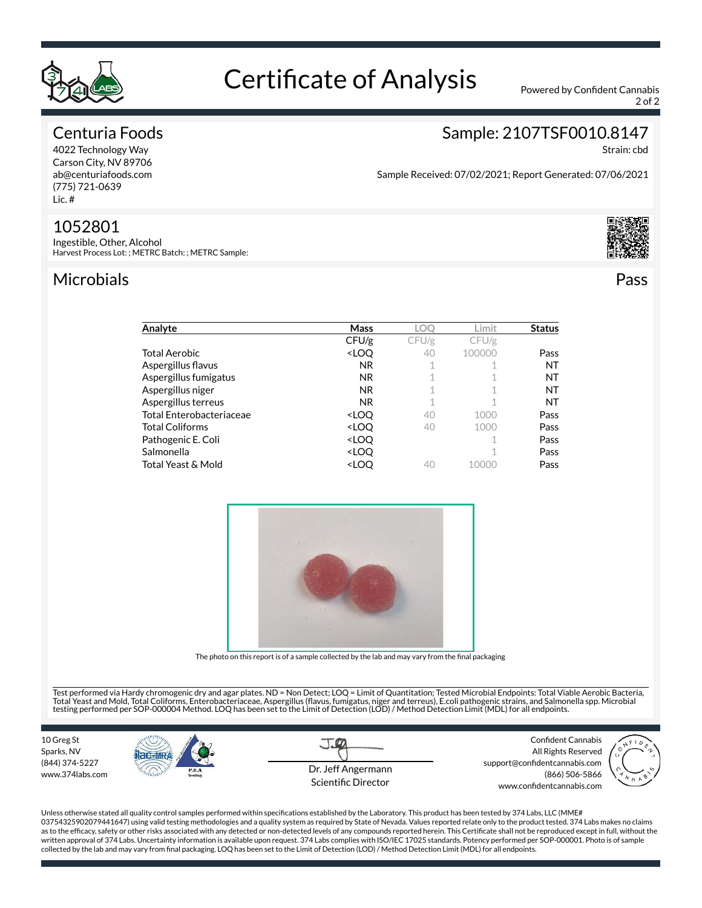# Certificate of Analysis

Powered by Confident Cannabis

## Centuria Foods

4022 Technology Way
Carson City, NV 89706
ab@centuriafoods.com
(775) 721-0639
Lic. #

## Sample: 2107TSF0010.8147

Strain: cbd

Sample Received: 07/02/2021; Report Generated: 07/06/2021

## 1052801

Ingestible, Other, Alcohol
Harvest Process Lot: ; METRC Batch: ; METRC Sample:

## Microbials

Pass

| Analyte | Mass | LOQ | Limit | Status |
|---|---|---|---|---|
| | CFU/g | CFU/g | CFU/g | |
| Total Aerobic | <LOQ | 40 | 100000 | Pass |
| Aspergillus flavus | NR | 1 | 1 | NT |
| Aspergillus fumigatus | NR | 1 | 1 | NT |
| Aspergillus niger | NR | 1 | 1 | NT |
| Aspergillus terreus | NR | 1 | 1 | NT |
| Total Enterobacteriaceae | <LOQ | 40 | 1000 | Pass |
| Total Coliforms | <LOQ | 40 | 1000 | Pass |
| Pathogenic E. Coli | <LOQ | | 1 | Pass |
| Salmonella | <LOQ | | 1 | Pass |
| Total Yeast & Mold | <LOQ | 40 | 10000 | Pass |

The photo on this report is of a sample collected by the lab and may vary from the final packaging

Test performed via Hardy chromogenic dry and agar plates. ND = Non Detect; LOQ = Limit of Quantitation; Tested Microbial Endpoints: Total Viable Aerobic Bacteria, Total Yeast and Mold, Total Coliforms, Enterobacteriaceae, Aspergillus (flavus, fumigatus, niger and terreus), E.coli pathogenic strains, and Salmonella spp. Microbial testing performed per SOP-000004 Method. LOQ has been set to the Limit of Detection (LOD) / Method Detection Limit (MDL) for all endpoints.

10 Greg St
Sparks, NV
(844) 374-5227
www.374labs.com

Dr. Jeff Angermann
Scientific Director

Confident Cannabis
All Rights Reserved
support@confidentcannabis.com
(866) 506-5866
www.confidentcannabis.com

Unless otherwise stated all quality control samples performed within specifications established by the Laboratory. This product has been tested by 374 Labs, LLC (MME# 03754325902079441647) using valid testing methodologies and a quality system as required by State of Nevada. Values reported relate only to the product tested. 374 Labs makes no claims as to the efficacy, safety or other risks associated with any detected or non-detected levels of any compounds reported herein. This Certificate shall not be reproduced except in full, without the written approval of 374 Labs. Uncertainty information is available upon request. 374 Labs complies with ISO/IEC 17025 standards. Potency performed per SOP-000001. Photo is of sample collected by the lab and may vary from final packaging. LOQ has been set to the Limit of Detection (LOD) / Method Detection Limit (MDL) for all endpoints.